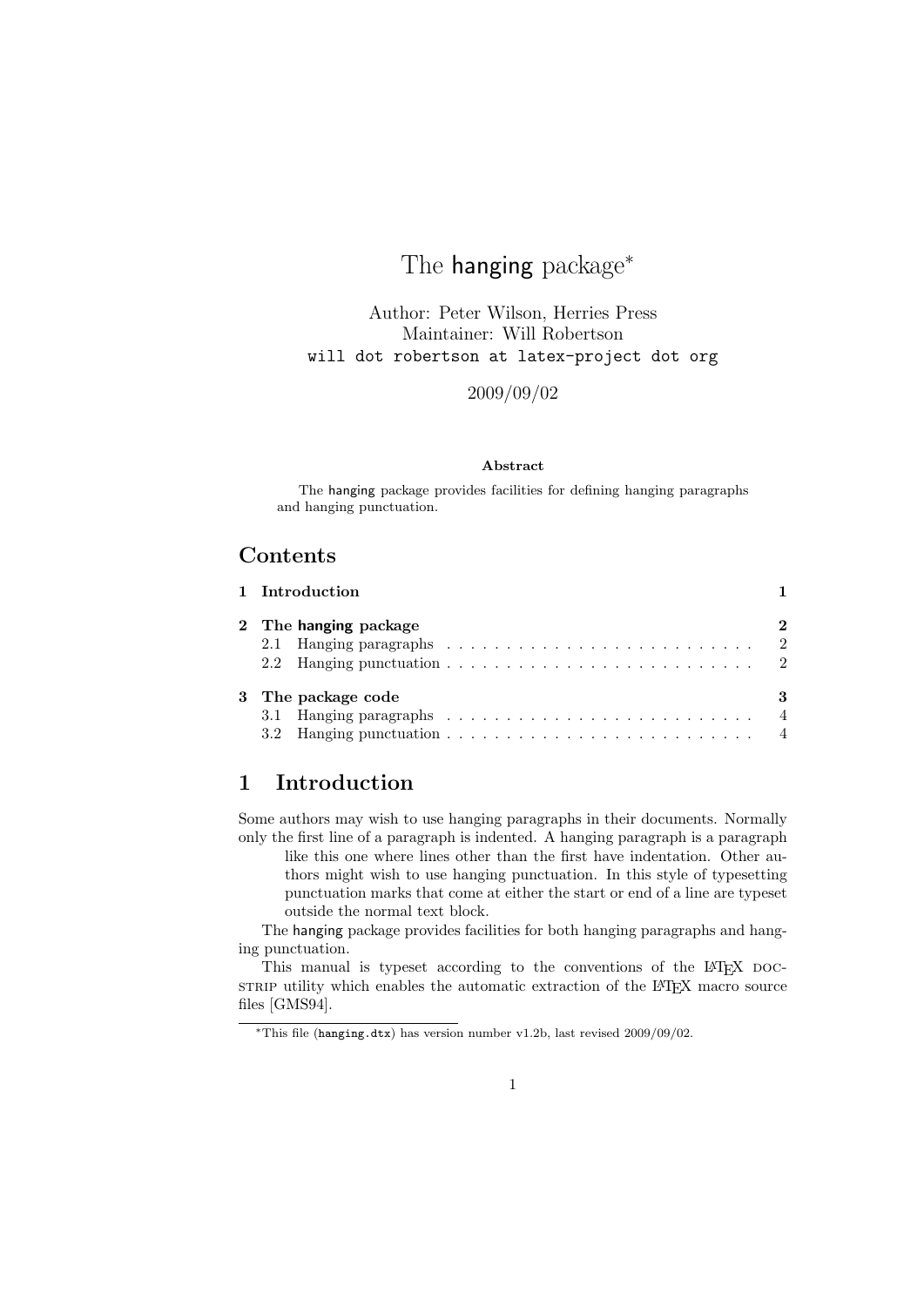# The hanging package*

Author: Peter Wilson, Herries Press
Maintainer: Will Robertson
will dot robertson at latex-project dot org

2009/09/02

**Abstract**

The hanging package provides facilities for defining hanging paragraphs and hanging punctuation.

## Contents

| | |
|---|---|
| **1 Introduction** | **1** |
| **2 The hanging package** | **2** |
| 2.1 Hanging paragraphs | 2 |
| 2.2 Hanging punctuation | 2 |
| **3 The package code** | **3** |
| 3.1 Hanging paragraphs | 4 |
| 3.2 Hanging punctuation | 4 |

## 1 Introduction

Some authors may wish to use hanging paragraphs in their documents. Normally only the first line of a paragraph is indented. A hanging paragraph is a paragraph like this one where lines other than the first have indentation. Other authors might wish to use hanging punctuation. In this style of typesetting punctuation marks that come at either the start or end of a line are typeset outside the normal text block.

The hanging package provides facilities for both hanging paragraphs and hanging punctuation.

This manual is typeset according to the conventions of the LaTeX DOCSTRIP utility which enables the automatic extraction of the LaTeX macro source files [GMS94].

*This file (hanging.dtx) has version number v1.2b, last revised 2009/09/02.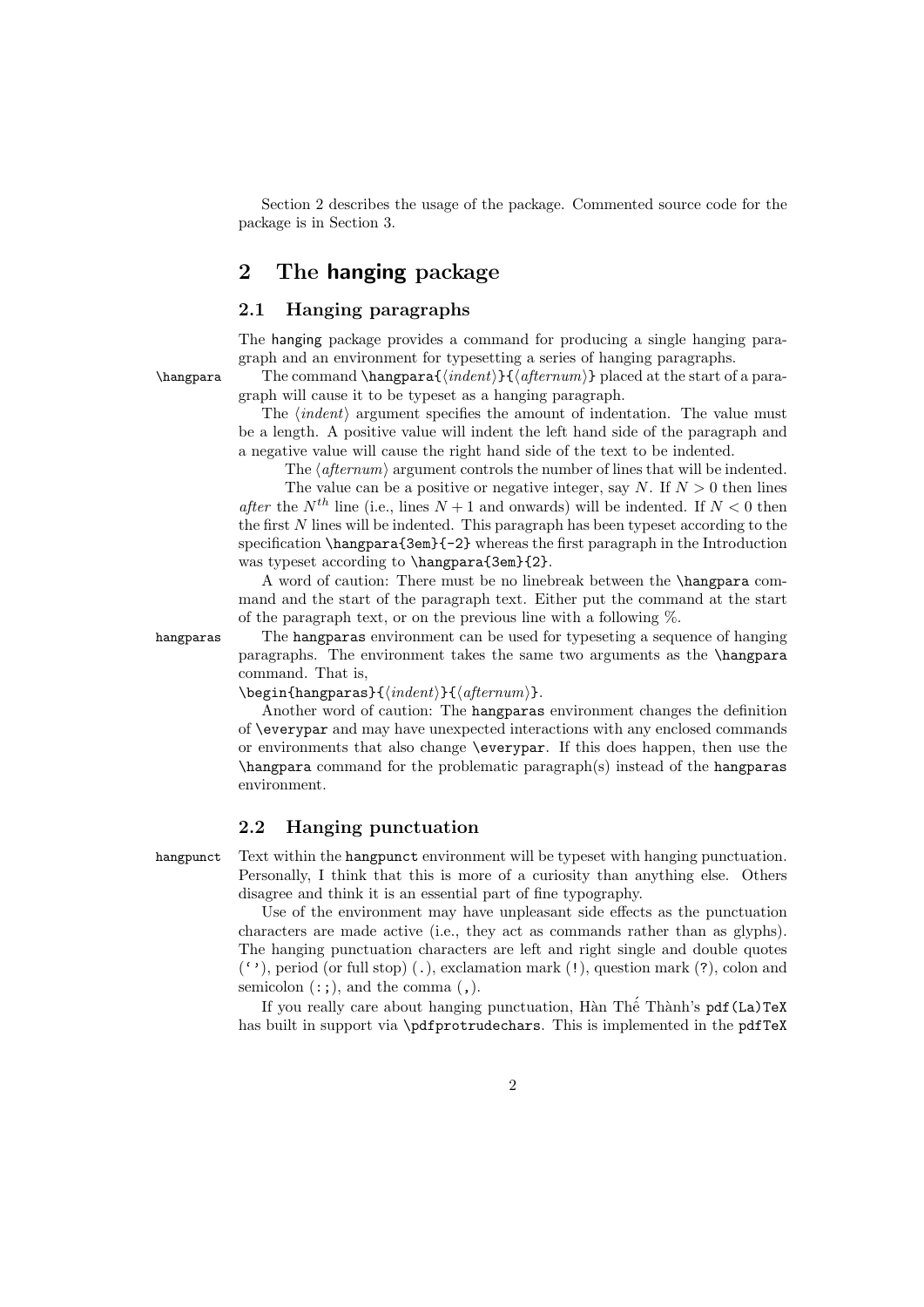Section 2 describes the usage of the package. Commented source code for the package is in Section 3.

## 2 The hanging package

### 2.1 Hanging paragraphs

The `hanging` package provides a command for producing a single hanging paragraph and an environment for typesetting a series of hanging paragraphs.

`\hangpara` The command `\hangpara{`⟨*indent*⟩`}{`⟨*afternum*⟩`}` placed at the start of a paragraph will cause it to be typeset as a hanging paragraph.

The ⟨*indent*⟩ argument specifies the amount of indentation. The value must be a length. A positive value will indent the left hand side of the paragraph and a negative value will cause the right hand side of the text to be indented.

The ⟨*afternum*⟩ argument controls the number of lines that will be indented. The value can be a positive or negative integer, say $N$. If $N > 0$ then lines *after* the $N^{th}$ line (i.e., lines $N + 1$ and onwards) will be indented. If $N < 0$ then the first $N$ lines will be indented. This paragraph has been typeset according to the specification `\hangpara{3em}{-2}` whereas the first paragraph in the Introduction was typeset according to `\hangpara{3em}{2}`.

A word of caution: There must be no linebreak between the `\hangpara` command and the start of the paragraph text. Either put the command at the start of the paragraph text, or on the previous line with a following %.

`hangparas` The `hangparas` environment can be used for typeseting a sequence of hanging paragraphs. The environment takes the same two arguments as the `\hangpara` command. That is,

`\begin{hangparas}{`⟨*indent*⟩`}{`⟨*afternum*⟩`}`.

Another word of caution: The `hangparas` environment changes the definition of `\everypar` and may have unexpected interactions with any enclosed commands or environments that also change `\everypar`. If this does happen, then use the `\hangpara` command for the problematic paragraph(s) instead of the `hangparas` environment.

### 2.2 Hanging punctuation

`hangpunct` Text within the `hangpunct` environment will be typeset with hanging punctuation. Personally, I think that this is more of a curiosity than anything else. Others disagree and think it is an essential part of fine typography.

Use of the environment may have unpleasant side effects as the punctuation characters are made active (i.e., they act as commands rather than as glyphs). The hanging punctuation characters are left and right single and double quotes (`‘’`), period (or full stop) (`.`), exclamation mark (`!`), question mark (`?`), colon and semicolon (`:;`), and the comma (`,`).

If you really care about hanging punctuation, Hàn Thế Thành's `pdf(La)TeX` has built in support via `\pdfprotrudechars`. This is implemented in the `pdfTeX`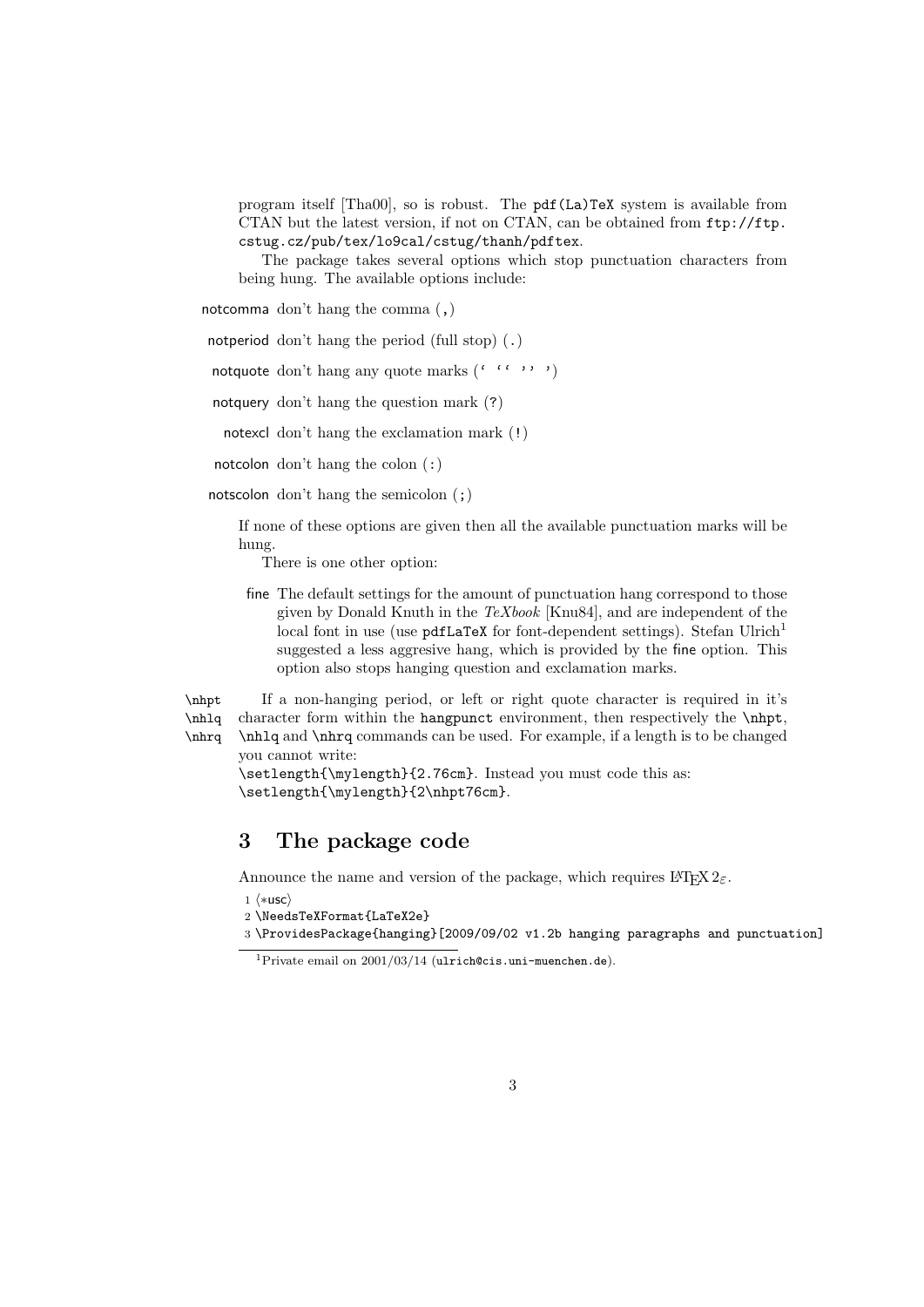program itself [Tha00], so is robust. The `pdf(La)TeX` system is available from CTAN but the latest version, if not on CTAN, can be obtained from `ftp://ftp.cstug.cz/pub/tex/lo9cal/cstug/thanh/pdftex`.

The package takes several options which stop punctuation characters from being hung. The available options include:

- **notcomma** don't hang the comma (`,`)
- **notperiod** don't hang the period (full stop) (`.`)
- **notquote** don't hang any quote marks (`` ` `` ` `` ` `'' '` `)
- **notquery** don't hang the question mark (`?`)
- **notexcl** don't hang the exclamation mark (`!`)
- **notcolon** don't hang the colon (`:`)
- **notscolon** don't hang the semicolon (`;`)

If none of these options are given then all the available punctuation marks will be hung.

There is one other option:

- **fine** The default settings for the amount of punctuation hang correspond to those given by Donald Knuth in the *TeXbook* [Knu84], and are independent of the local font in use (use `pdfLaTeX` for font-dependent settings). Stefan Ulrich[1] suggested a less aggresive hang, which is provided by the fine option. This option also stops hanging question and exclamation marks.

`\nhpt` `\nhlq` `\nhrq` If a non-hanging period, or left or right quote character is required in it's character form within the `hangpunct` environment, then respectively the `\nhpt`, `\nhlq` and `\nhrq` commands can be used. For example, if a length is to be changed you cannot write:
`\setlength{\mylength}{2.76cm}`. Instead you must code this as:
`\setlength{\mylength}{2\nhpt76cm}`.

# 3 The package code

Announce the name and version of the package, which requires LaTeX $2_\varepsilon$.

```
1 ⟨*usc⟩
2 \NeedsTeXFormat{LaTeX2e}
3 \ProvidesPackage{hanging}[2009/09/02 v1.2b hanging paragraphs and punctuation]
```

[1]Private email on 2001/03/14 (`ulrich@cis.uni-muenchen.de`).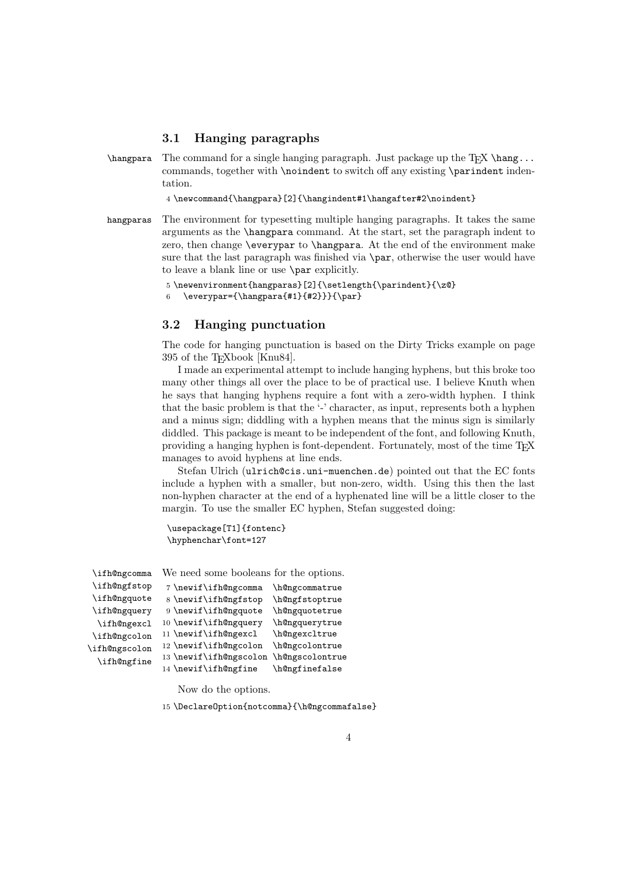### 3.1 Hanging paragraphs

`\hangpara` The command for a single hanging paragraph. Just package up the TEX `\hang...` commands, together with `\noindent` to switch off any existing `\parindent` indentation.

```
4 \newcommand{\hangpara}[2]{\hangindent#1\hangafter#2\noindent}
```

`hangparas` The environment for typesetting multiple hanging paragraphs. It takes the same arguments as the `\hangpara` command. At the start, set the paragraph indent to zero, then change `\everypar` to `\hangpara`. At the end of the environment make sure that the last paragraph was finished via `\par`, otherwise the user would have to leave a blank line or use `\par` explicitly.

```
5 \newenvironment{hangparas}[2]{\setlength{\parindent}{\z@}
6   \everypar={\hangpara{#1}{#2}}}{\par}
```

### 3.2 Hanging punctuation

The code for hanging punctuation is based on the Dirty Tricks example on page 395 of the TEXbook [Knu84].

I made an experimental attempt to include hanging hyphens, but this broke too many other things all over the place to be of practical use. I believe Knuth when he says that hanging hyphens require a font with a zero-width hyphen. I think that the basic problem is that the '-' character, as input, represents both a hyphen and a minus sign; diddling with a hyphen means that the minus sign is similarly diddled. This package is meant to be independent of the font, and following Knuth, providing a hanging hyphen is font-dependent. Fortunately, most of the time TEX manages to avoid hyphens at line ends.

Stefan Ulrich (`ulrich@cis.uni-muenchen.de`) pointed out that the EC fonts include a hyphen with a smaller, but non-zero, width. Using this then the last non-hyphen character at the end of a hyphenated line will be a little closer to the margin. To use the smaller EC hyphen, Stefan suggested doing:

```
\usepackage[T1]{fontenc}
\hyphenchar\font=127
```

`\ifh@ngcomma` `\ifh@ngfstop` `\ifh@ngquote` `\ifh@ngquery` `\ifh@ngexcl` `\ifh@ngcolon` `\ifh@ngscolon` `\ifh@ngfine` We need some booleans for the options.

```
7 \newif\ifh@ngcomma  \h@ngcommatrue
8 \newif\ifh@ngfstop  \h@ngfstoptrue
9 \newif\ifh@ngquote  \h@ngquotetrue
10 \newif\ifh@ngquery  \h@ngquerytrue
11 \newif\ifh@ngexcl   \h@ngexcltrue
12 \newif\ifh@ngcolon  \h@ngcolontrue
13 \newif\ifh@ngscolon \h@ngscolontrue
14 \newif\ifh@ngfine   \h@ngfinefalse
```

Now do the options.

```
15 \DeclareOption{notcomma}{\h@ngcommafalse}
```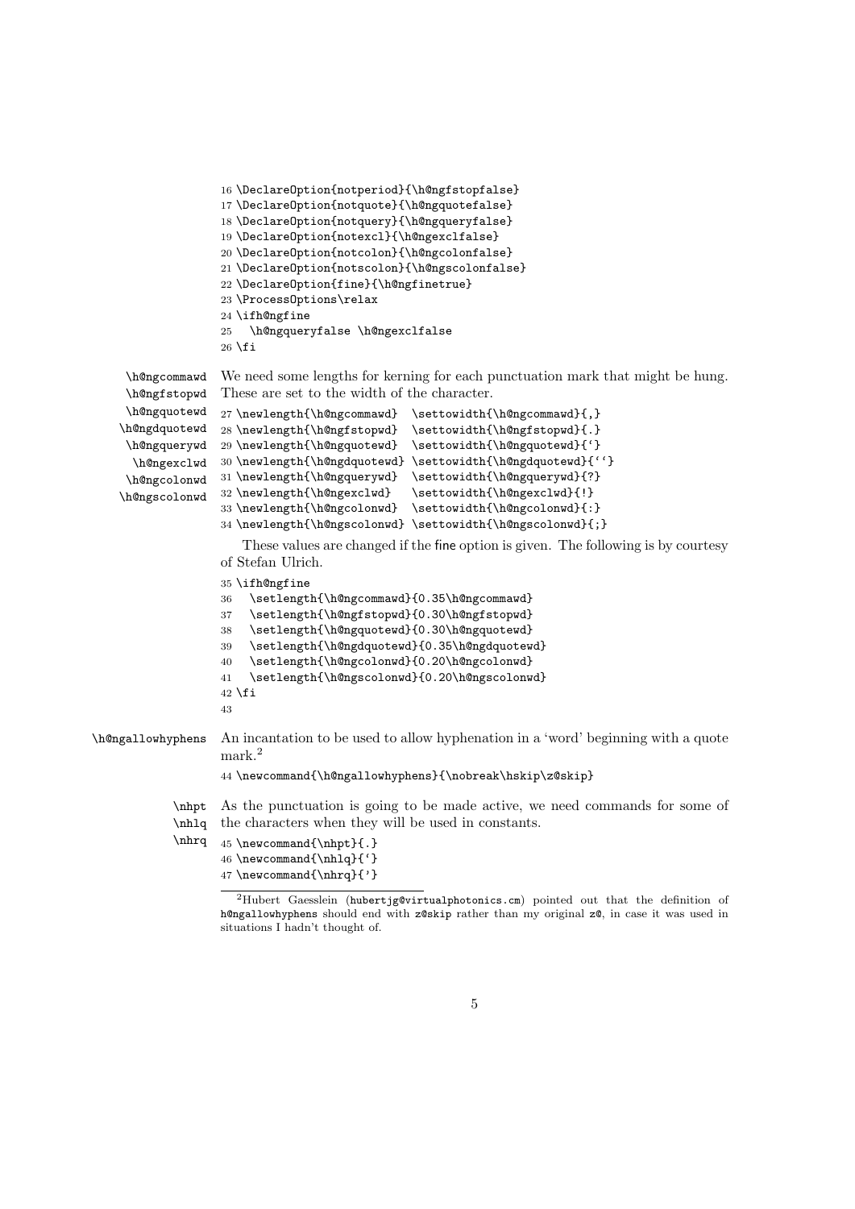```
16 \DeclareOption{notperiod}{\h@ngfstopfalse}
17 \DeclareOption{notquote}{\h@ngquotefalse}
18 \DeclareOption{notquery}{\h@ngqueryfalse}
19 \DeclareOption{notexcl}{\h@ngexclfalse}
20 \DeclareOption{notcolon}{\h@ngcolonfalse}
21 \DeclareOption{notscolon}{\h@ngscolonfalse}
22 \DeclareOption{fine}{\h@ngfinetrue}
23 \ProcessOptions\relax
24 \ifh@ngfine
25   \h@ngqueryfalse \h@ngexclfalse
26 \fi
```

\h@ngcommawd \h@ngfstopwd \h@ngquotewd \h@ngdquotewd \h@ngquerywd \h@ngexclwd \h@ngcolonwd \h@ngscolonwd

We need some lengths for kerning for each punctuation mark that might be hung. These are set to the width of the character.

```
27 \newlength{\h@ngcommawd}  \settowidth{\h@ngcommawd}{,}
28 \newlength{\h@ngfstopwd}  \settowidth{\h@ngfstopwd}{.}
29 \newlength{\h@ngquotewd}  \settowidth{\h@ngquotewd}{`}
30 \newlength{\h@ngdquotewd} \settowidth{\h@ngdquotewd}{``}
31 \newlength{\h@ngquerywd}  \settowidth{\h@ngquerywd}{?}
32 \newlength{\h@ngexclwd}   \settowidth{\h@ngexclwd}{!}
33 \newlength{\h@ngcolonwd}  \settowidth{\h@ngcolonwd}{:}
34 \newlength{\h@ngscolonwd} \settowidth{\h@ngscolonwd}{;}
```

These values are changed if the fine option is given. The following is by courtesy of Stefan Ulrich.

```
35 \ifh@ngfine
36   \setlength{\h@ngcommawd}{0.35\h@ngcommawd}
37   \setlength{\h@ngfstopwd}{0.30\h@ngfstopwd}
38   \setlength{\h@ngquotewd}{0.30\h@ngquotewd}
39   \setlength{\h@ngdquotewd}{0.35\h@ngdquotewd}
40   \setlength{\h@ngcolonwd}{0.20\h@ngcolonwd}
41   \setlength{\h@ngscolonwd}{0.20\h@ngscolonwd}
42 \fi
43
```

\h@ngallowhyphens

An incantation to be used to allow hyphenation in a 'word' beginning with a quote mark.[2]

```
44 \newcommand{\h@ngallowhyphens}{\nobreak\hskip\z@skip}
```

\nhpt \nhlq \nhrq

As the punctuation is going to be made active, we need commands for some of the characters when they will be used in constants.

```
45 \newcommand{\nhpt}{.}
46 \newcommand{\nhlq}{`}
47 \newcommand{\nhrq}{'}
```

[2] Hubert Gaesslein (hubertjg@virtualphotonics.cm) pointed out that the definition of h@ngallowhyphens should end with z@skip rather than my original z@, in case it was used in situations I hadn't thought of.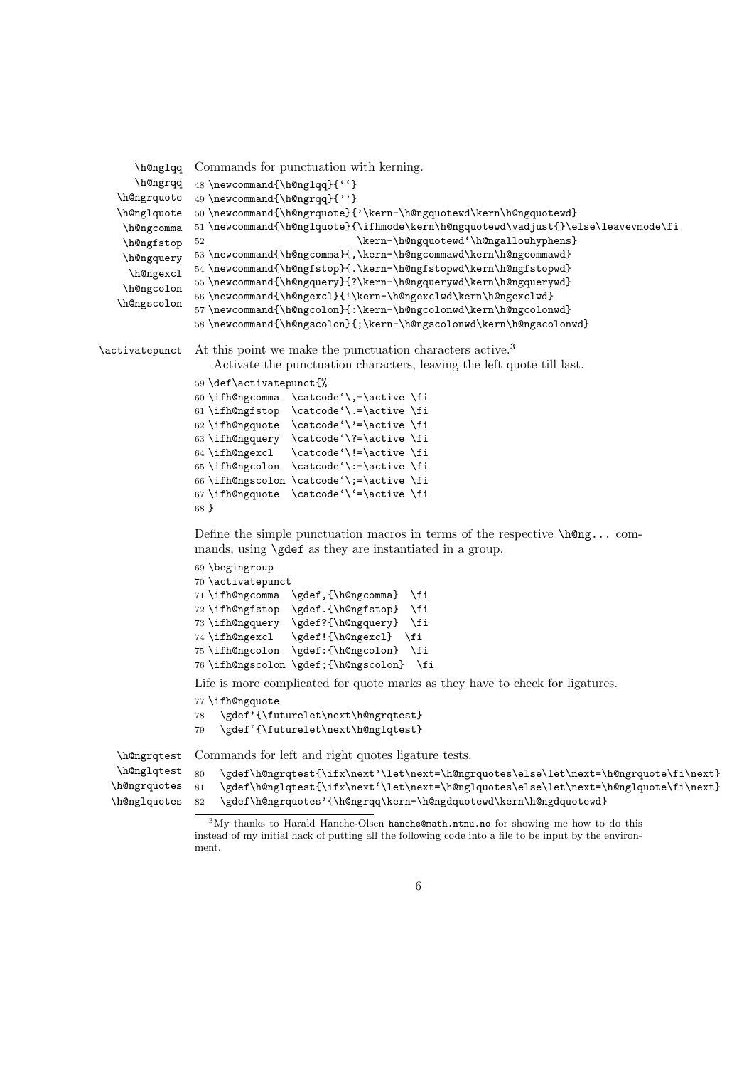\h@nglqq \h@ngrqq \h@ngrquote \h@nglquote \h@ngcomma \h@ngfstop \h@ngquery \h@ngexcl \h@ngcolon \h@ngscolon

Commands for punctuation with kerning.

```
48 \newcommand{\h@nglqq}{``}
49 \newcommand{\h@ngrqq}{''}
50 \newcommand{\h@ngrquote}{'\kern-\h@ngquotewd\kern\h@ngquotewd}
51 \newcommand{\h@nglquote}{\ifhmode\kern\h@ngquotewd\vadjust{}\else\leavevmode\fi
52                         \kern-\h@ngquotewd`\h@ngallowhyphens}
53 \newcommand{\h@ngcomma}{,\kern-\h@ngcommawd\kern\h@ngcommawd}
54 \newcommand{\h@ngfstop}{.\kern-\h@ngfstopwd\kern\h@ngfstopwd}
55 \newcommand{\h@ngquery}{?\kern-\h@ngquerywd\kern\h@ngquerywd}
56 \newcommand{\h@ngexcl}{!\kern-\h@ngexclwd\kern\h@ngexclwd}
57 \newcommand{\h@ngcolon}{:\kern-\h@ngcolonwd\kern\h@ngcolonwd}
58 \newcommand{\h@ngscolon}{;\kern-\h@ngscolonwd\kern\h@ngscolonwd}
```

\activatepunct

At this point we make the punctuation characters active.[3]

Activate the punctuation characters, leaving the left quote till last.

```
59 \def\activatepunct{%
60 \ifh@ngcomma  \catcode`\,=\active \fi
61 \ifh@ngfstop  \catcode`\.=\active \fi
62 \ifh@ngquote  \catcode`\'=\active \fi
63 \ifh@ngquery  \catcode`\?=\active \fi
64 \ifh@ngexcl   \catcode`\!=\active \fi
65 \ifh@ngcolon  \catcode`\:=\active \fi
66 \ifh@ngscolon \catcode`\;=\active \fi
67 \ifh@ngquote  \catcode`\`=\active \fi
68 }
```

Define the simple punctuation macros in terms of the respective \h@ng... commands, using \gdef as they are instantiated in a group.

```
69 \begingroup
70 \activatepunct
71 \ifh@ngcomma  \gdef,{\h@ngcomma}  \fi
72 \ifh@ngfstop  \gdef.{\h@ngfstop}  \fi
73 \ifh@ngquery  \gdef?{\h@ngquery}  \fi
74 \ifh@ngexcl   \gdef!{\h@ngexcl}  \fi
75 \ifh@ngcolon  \gdef:{\h@ngcolon}  \fi
76 \ifh@ngscolon \gdef;{\h@ngscolon}  \fi
```

Life is more complicated for quote marks as they have to check for ligatures.

```
77 \ifh@ngquote
78   \gdef'{\futurelet\next\h@ngrqtest}
79   \gdef`{\futurelet\next\h@nglqtest}
```

\h@ngrqtest \h@nglqtest \h@ngrquotes \h@nglquotes

Commands for left and right quotes ligature tests.

```
80   \gdef\h@ngrqtest{\ifx\next'\let\next=\h@ngrquotes\else\let\next=\h@ngrquote\fi\next}
81   \gdef\h@nglqtest{\ifx\next`\let\next=\h@nglquotes\else\let\next=\h@nglquote\fi\next}
82   \gdef\h@ngrquotes'{\h@ngrqq\kern-\h@ngdquotewd\kern\h@ngdquotewd}
```

[3] My thanks to Harald Hanche-Olsen hanche@math.ntnu.no for showing me how to do this instead of my initial hack of putting all the following code into a file to be input by the environment.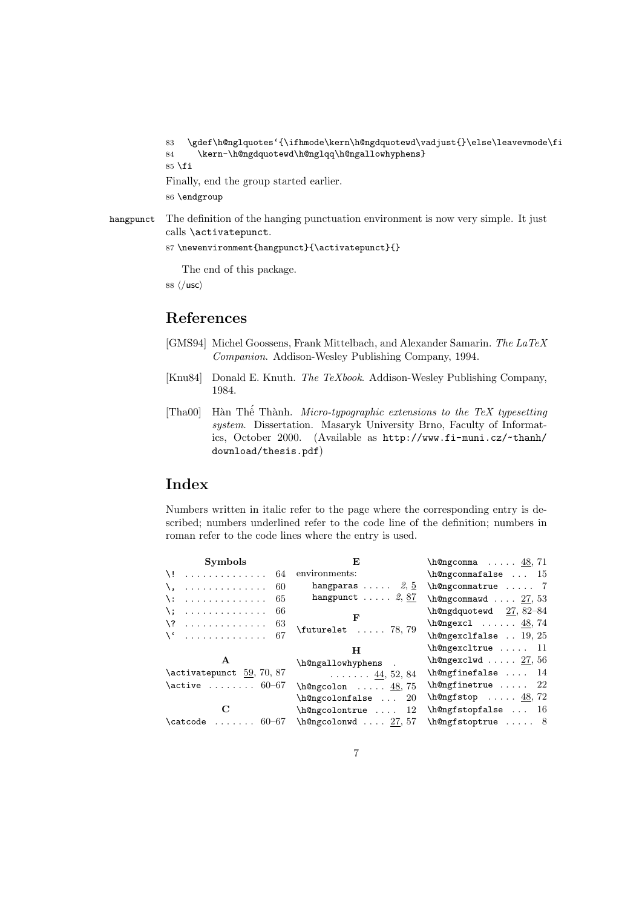```
83   \gdef\h@nglquotes`{\ifhmode\kern\h@ngdquotewd\vadjust{}\else\leavevmode\fi
84     \kern-\h@ngdquotewd\h@nglqq\h@ngallowhyphens}
85 \fi
```

Finally, end the group started earlier.

```
86 \endgroup
```

hangpunct The definition of the hanging punctuation environment is now very simple. It just calls `\activatepunct`.

```
87 \newenvironment{hangpunct}{\activatepunct}{}
```

The end of this package.

```
88 </usc>
```

## References

[GMS94] Michel Goossens, Frank Mittelbach, and Alexander Samarin. *The LaTeX Companion*. Addison-Wesley Publishing Company, 1994.

[Knu84] Donald E. Knuth. *The TeXbook*. Addison-Wesley Publishing Company, 1984.

[Tha00] Hàn Thế Thành. *Micro-typographic extensions to the TeX typesetting system*. Dissertation. Masaryk University Brno, Faculty of Informatics, October 2000. (Available as `http://www.fi-muni.cz/~thanh/download/thesis.pdf`)

## Index

Numbers written in italic refer to the page where the corresponding entry is described; numbers underlined refer to the code line of the definition; numbers in roman refer to the code lines where the entry is used.

**Symbols**

- `\!` . . . . . . . . . . . . . . 64
- `\,` . . . . . . . . . . . . . . 60
- `\:` . . . . . . . . . . . . . . 65
- `\;` . . . . . . . . . . . . . . 66
- `\?` . . . . . . . . . . . . . . 63
- `` \` `` . . . . . . . . . . . . . . 67

**A**

- `\activatepunct` 59, 70, 87
- `\active` . . . . . . . . 60–67

**C**

- `\catcode` . . . . . . . 60–67

**E**

- environments:
  - `hangparas` . . . . . *2*, 5
  - `hangpunct` . . . . . *2*, 87

**F**

- `\futurelet` . . . . . 78, 79

**H**

- `\h@ngallowhyphens` . . . . . . . . 44, 52, 84
- `\h@ngcolon` . . . . . 48, 75
- `\h@ngcolonfalse` . . . 20
- `\h@ngcolontrue` . . . . 12
- `\h@ngcolonwd` . . . . 27, 57
- `\h@ngcomma` . . . . . 48, 71
- `\h@ngcommafalse` . . . 15
- `\h@ngcommatrue` . . . . . 7
- `\h@ngcommawd` . . . . 27, 53
- `\h@ngdquotewd` 27, 82–84
- `\h@ngexcl` . . . . . . 48, 74
- `\h@ngexclfalse` . . 19, 25
- `\h@ngexcltrue` . . . . . 11
- `\h@ngexclwd` . . . . . 27, 56
- `\h@ngfinefalse` . . . . 14
- `\h@ngfinetrue` . . . . . 22
- `\h@ngfstop` . . . . . 48, 72
- `\h@ngfstopfalse` . . . 16
- `\h@ngfstoptrue` . . . . . 8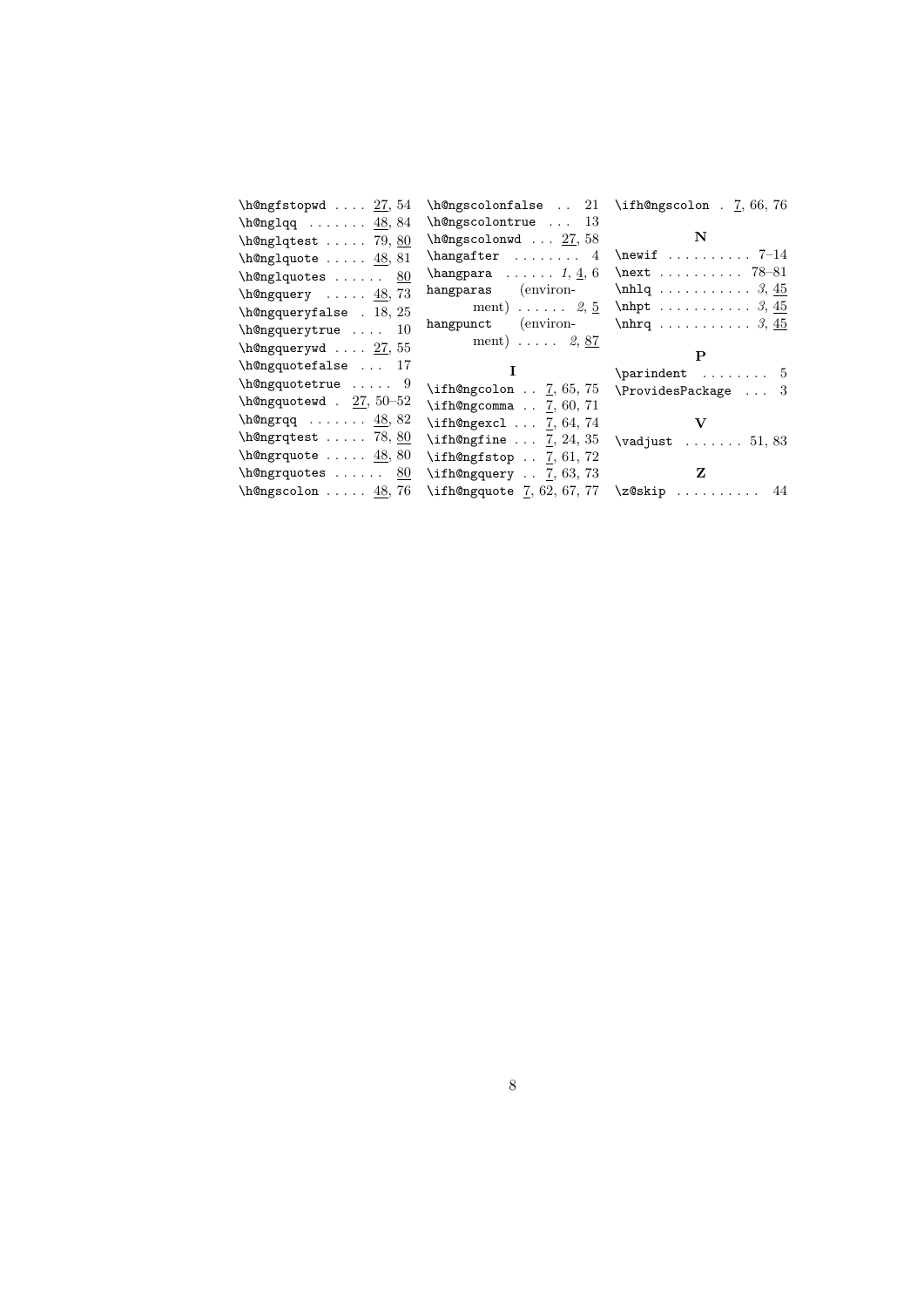\h@ngfstopwd . . . . 27, 54
\h@nglqq . . . . . . . 48, 84
\h@nglqtest . . . . . 79, 80
\h@nglquote . . . . . 48, 81
\h@nglquotes . . . . . . 80
\h@ngquery . . . . . 48, 73
\h@ngqueryfalse . 18, 25
\h@ngquerytrue . . . . 10
\h@ngquerywd . . . . 27, 55
\h@ngquotefalse . . . 17
\h@ngquotetrue . . . . . 9
\h@ngquotewd . 27, 50–52
\h@ngrqq . . . . . . . 48, 82
\h@ngrqtest . . . . . 78, 80
\h@ngrquote . . . . . 48, 80
\h@ngrquotes . . . . . . 80
\h@ngscolon . . . . . 48, 76
\h@ngscolonfalse . . 21
\h@ngscolontrue . . . 13
\h@ngscolonwd . . . 27, 58
\hangafter . . . . . . . . 4
\hangpara . . . . . . *1*, 4, 6
hangparas (environment) . . . . . . *2*, 5
hangpunct (environment) . . . . . *2*, 87

**I**

\ifh@ngcolon . . 7, 65, 75
\ifh@ngcomma . . 7, 60, 71
\ifh@ngexcl . . . 7, 64, 74
\ifh@ngfine . . . 7, 24, 35
\ifh@ngfstop . . 7, 61, 72
\ifh@ngquery . . 7, 63, 73
\ifh@ngquote 7, 62, 67, 77
\ifh@ngscolon . 7, 66, 76

**N**

\newif . . . . . . . . . . 7–14
\next . . . . . . . . . . 78–81
\nhlq . . . . . . . . . . . *3*, 45
\nhpt . . . . . . . . . . . *3*, 45
\nhrq . . . . . . . . . . . *3*, 45

**P**

\parindent . . . . . . . . 5
\ProvidesPackage . . . 3

**V**

\vadjust . . . . . . . 51, 83

**Z**

\z@skip . . . . . . . . . . 44